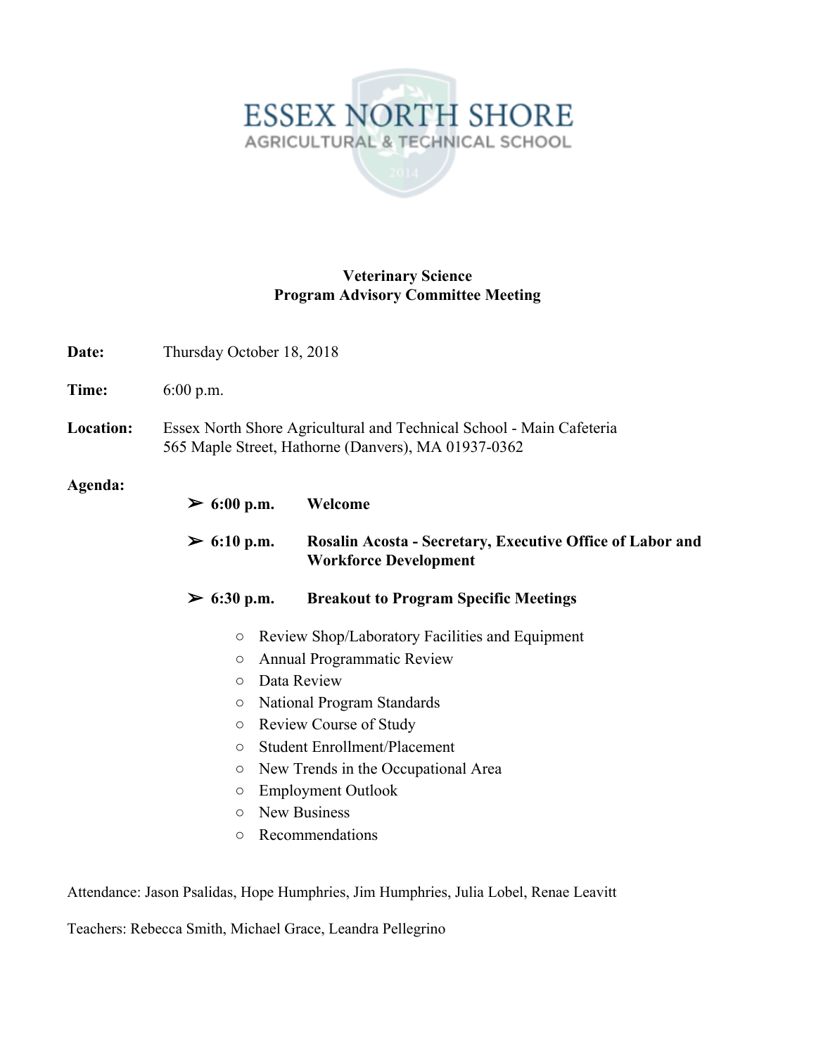ESSEX NORTH SHORE
AGRICULTURAL & TECHNICAL SCHOOL

# Veterinary Science
## Program Advisory Committee Meeting

**Date:** Thursday October 18, 2018

**Time:** 6:00 p.m.

**Location:** Essex North Shore Agricultural and Technical School - Main Cafeteria
565 Maple Street, Hathorne (Danvers), MA 01937-0362

**Agenda:**

- **6:00 p.m.** **Welcome**
- **6:10 p.m.** **Rosalin Acosta - Secretary, Executive Office of Labor and Workforce Development**
- **6:30 p.m.** **Breakout to Program Specific Meetings**
    - Review Shop/Laboratory Facilities and Equipment
    - Annual Programmatic Review
    - Data Review
    - National Program Standards
    - Review Course of Study
    - Student Enrollment/Placement
    - New Trends in the Occupational Area
    - Employment Outlook
    - New Business
    - Recommendations

Attendance: Jason Psalidas, Hope Humphries, Jim Humphries, Julia Lobel, Renae Leavitt

Teachers: Rebecca Smith, Michael Grace, Leandra Pellegrino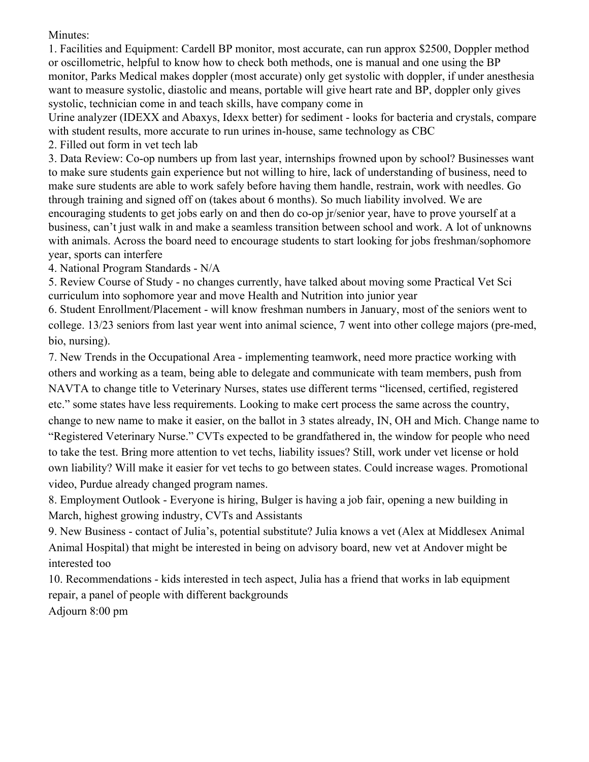Minutes:

1. Facilities and Equipment: Cardell BP monitor, most accurate, can run approx $2500, Doppler method or oscillometric, helpful to know how to check both methods, one is manual and one using the BP monitor, Parks Medical makes doppler (most accurate) only get systolic with doppler, if under anesthesia want to measure systolic, diastolic and means, portable will give heart rate and BP, doppler only gives systolic, technician come in and teach skills, have company come in
   Urine analyzer (IDEXX and Abaxys, Idexx better) for sediment - looks for bacteria and crystals, compare with student results, more accurate to run urines in-house, same technology as CBC
2. Filled out form in vet tech lab
3. Data Review: Co-op numbers up from last year, internships frowned upon by school? Businesses want to make sure students gain experience but not willing to hire, lack of understanding of business, need to make sure students are able to work safely before having them handle, restrain, work with needles. Go through training and signed off on (takes about 6 months). So much liability involved. We are encouraging students to get jobs early on and then do co-op jr/senior year, have to prove yourself at a business, can't just walk in and make a seamless transition between school and work. A lot of unknowns with animals. Across the board need to encourage students to start looking for jobs freshman/sophomore year, sports can interfere
4. National Program Standards - N/A
5. Review Course of Study - no changes currently, have talked about moving some Practical Vet Sci curriculum into sophomore year and move Health and Nutrition into junior year
6. Student Enrollment/Placement - will know freshman numbers in January, most of the seniors went to college. 13/23 seniors from last year went into animal science, 7 went into other college majors (pre-med, bio, nursing).
7. New Trends in the Occupational Area - implementing teamwork, need more practice working with others and working as a team, being able to delegate and communicate with team members, push from NAVTA to change title to Veterinary Nurses, states use different terms "licensed, certified, registered etc." some states have less requirements. Looking to make cert process the same across the country, change to new name to make it easier, on the ballot in 3 states already, IN, OH and Mich. Change name to "Registered Veterinary Nurse." CVTs expected to be grandfathered in, the window for people who need to take the test. Bring more attention to vet techs, liability issues? Still, work under vet license or hold own liability? Will make it easier for vet techs to go between states. Could increase wages. Promotional video, Purdue already changed program names.
8. Employment Outlook - Everyone is hiring, Bulger is having a job fair, opening a new building in March, highest growing industry, CVTs and Assistants
9. New Business - contact of Julia's, potential substitute? Julia knows a vet (Alex at Middlesex Animal Animal Hospital) that might be interested in being on advisory board, new vet at Andover might be interested too
10. Recommendations - kids interested in tech aspect, Julia has a friend that works in lab equipment repair, a panel of people with different backgrounds

Adjourn 8:00 pm